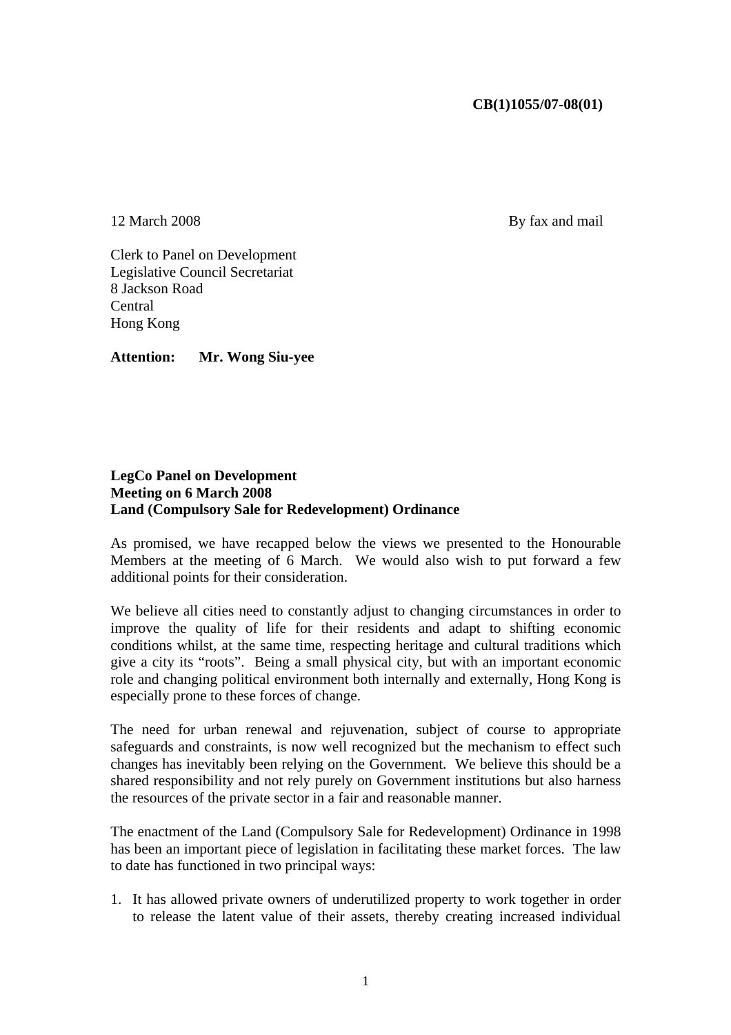**CB(1)1055/07-08(01)**

12 March 2008 By fax and mail

Clerk to Panel on Development
Legislative Council Secretariat
8 Jackson Road
Central
Hong Kong

**Attention: Mr. Wong Siu-yee**

**LegCo Panel on Development**
**Meeting on 6 March 2008**
**Land (Compulsory Sale for Redevelopment) Ordinance**

As promised, we have recapped below the views we presented to the Honourable Members at the meeting of 6 March. We would also wish to put forward a few additional points for their consideration.

We believe all cities need to constantly adjust to changing circumstances in order to improve the quality of life for their residents and adapt to shifting economic conditions whilst, at the same time, respecting heritage and cultural traditions which give a city its "roots". Being a small physical city, but with an important economic role and changing political environment both internally and externally, Hong Kong is especially prone to these forces of change.

The need for urban renewal and rejuvenation, subject of course to appropriate safeguards and constraints, is now well recognized but the mechanism to effect such changes has inevitably been relying on the Government. We believe this should be a shared responsibility and not rely purely on Government institutions but also harness the resources of the private sector in a fair and reasonable manner.

The enactment of the Land (Compulsory Sale for Redevelopment) Ordinance in 1998 has been an important piece of legislation in facilitating these market forces. The law to date has functioned in two principal ways:

1. It has allowed private owners of underutilized property to work together in order to release the latent value of their assets, thereby creating increased individual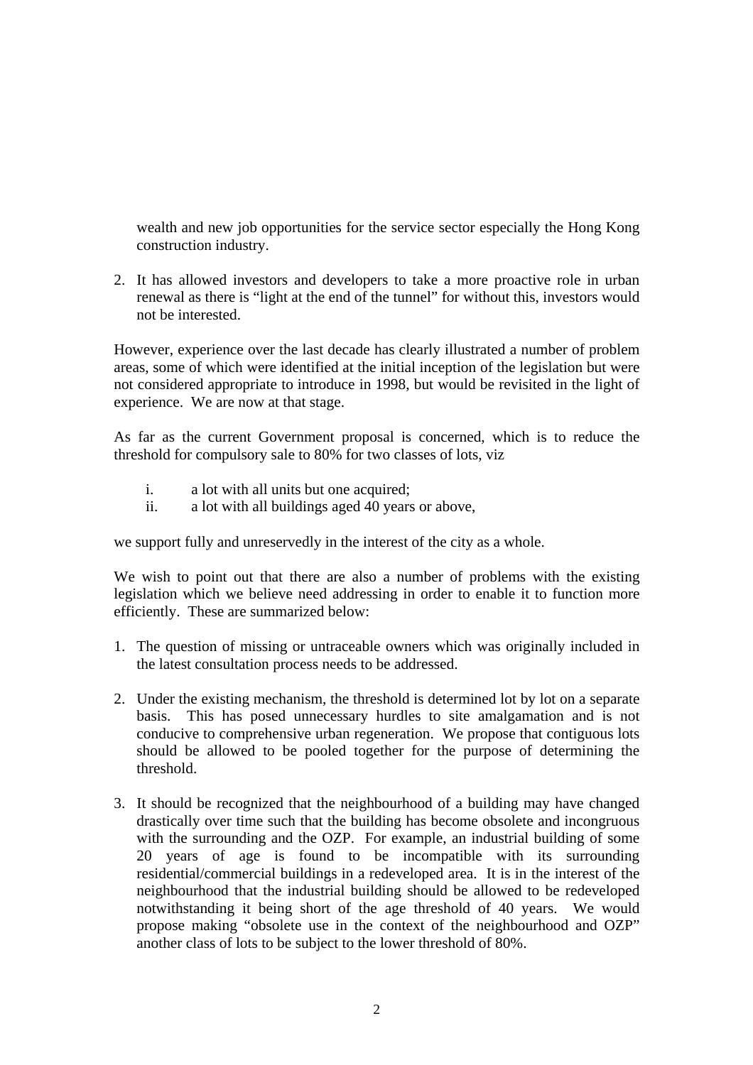wealth and new job opportunities for the service sector especially the Hong Kong construction industry.

2. It has allowed investors and developers to take a more proactive role in urban renewal as there is "light at the end of the tunnel" for without this, investors would not be interested.

However, experience over the last decade has clearly illustrated a number of problem areas, some of which were identified at the initial inception of the legislation but were not considered appropriate to introduce in 1998, but would be revisited in the light of experience. We are now at that stage.

As far as the current Government proposal is concerned, which is to reduce the threshold for compulsory sale to 80% for two classes of lots, viz

i. a lot with all units but one acquired;
ii. a lot with all buildings aged 40 years or above,

we support fully and unreservedly in the interest of the city as a whole.

We wish to point out that there are also a number of problems with the existing legislation which we believe need addressing in order to enable it to function more efficiently. These are summarized below:

1. The question of missing or untraceable owners which was originally included in the latest consultation process needs to be addressed.

2. Under the existing mechanism, the threshold is determined lot by lot on a separate basis. This has posed unnecessary hurdles to site amalgamation and is not conducive to comprehensive urban regeneration. We propose that contiguous lots should be allowed to be pooled together for the purpose of determining the threshold.

3. It should be recognized that the neighbourhood of a building may have changed drastically over time such that the building has become obsolete and incongruous with the surrounding and the OZP. For example, an industrial building of some 20 years of age is found to be incompatible with its surrounding residential/commercial buildings in a redeveloped area. It is in the interest of the neighbourhood that the industrial building should be allowed to be redeveloped notwithstanding it being short of the age threshold of 40 years. We would propose making "obsolete use in the context of the neighbourhood and OZP" another class of lots to be subject to the lower threshold of 80%.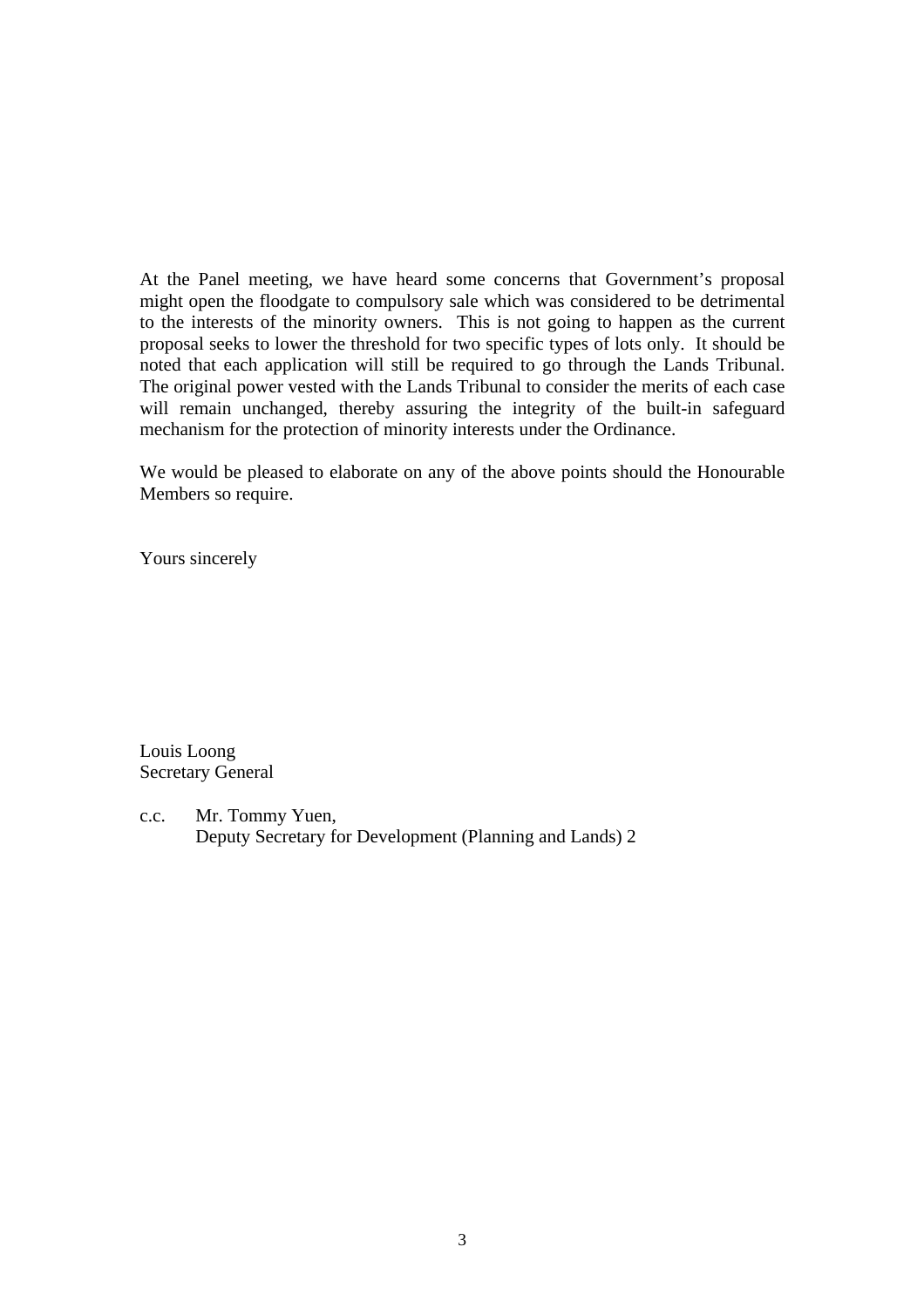At the Panel meeting, we have heard some concerns that Government's proposal might open the floodgate to compulsory sale which was considered to be detrimental to the interests of the minority owners. This is not going to happen as the current proposal seeks to lower the threshold for two specific types of lots only. It should be noted that each application will still be required to go through the Lands Tribunal. The original power vested with the Lands Tribunal to consider the merits of each case will remain unchanged, thereby assuring the integrity of the built-in safeguard mechanism for the protection of minority interests under the Ordinance.

We would be pleased to elaborate on any of the above points should the Honourable Members so require.

Yours sincerely

Louis Loong
Secretary General

c.c. Mr. Tommy Yuen,
Deputy Secretary for Development (Planning and Lands) 2